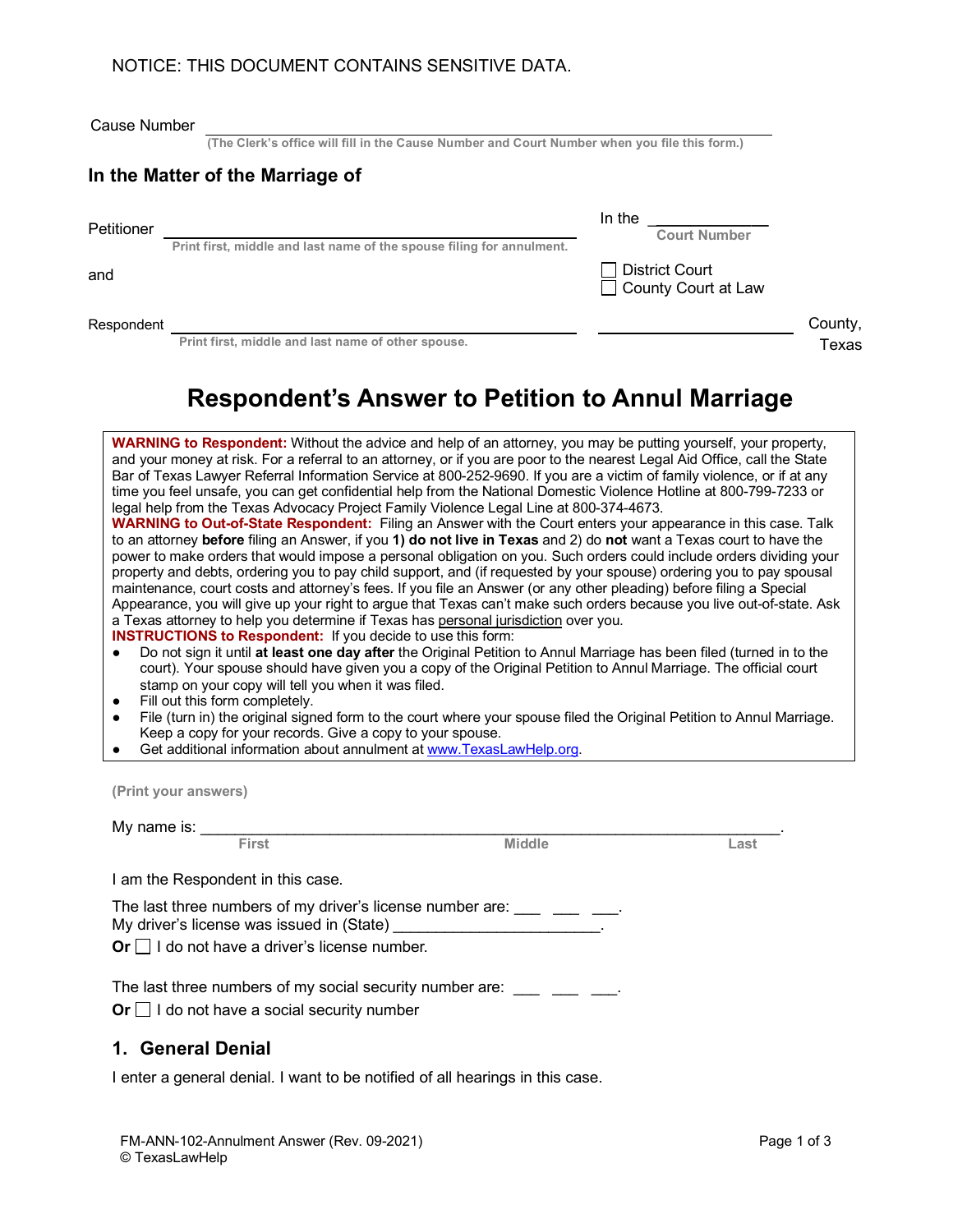NOTICE: THIS DOCUMENT CONTAINS SENSITIVE DATA.

Cause Number ________________________________________________
(The Clerk's office will fill in the Cause Number and Court Number when you file this form.)

### In the Matter of the Marriage of

Petitioner ________________________________________________
Print first, middle and last name of the spouse filing for annulment.

and

Respondent ________________________________________________
Print first, middle and last name of other spouse.

In the ______________
Court Number

☐ District Court
☐ County Court at Law

______________________ County, Texas

# Respondent's Answer to Petition to Annul Marriage

**WARNING to Respondent:** Without the advice and help of an attorney, you may be putting yourself, your property, and your money at risk. For a referral to an attorney, or if you are poor to the nearest Legal Aid Office, call the State Bar of Texas Lawyer Referral Information Service at 800-252-9690. If you are a victim of family violence, or if at any time you feel unsafe, you can get confidential help from the National Domestic Violence Hotline at 800-799-7233 or legal help from the Texas Advocacy Project Family Violence Legal Line at 800-374-4673.
**WARNING to Out-of-State Respondent:** Filing an Answer with the Court enters your appearance in this case. Talk to an attorney **before** filing an Answer, if you **1) do not live in Texas** and 2) do **not** want a Texas court to have the power to make orders that would impose a personal obligation on you. Such orders could include orders dividing your property and debts, ordering you to pay child support, and (if requested by your spouse) ordering you to pay spousal maintenance, court costs and attorney's fees. If you file an Answer (or any other pleading) before filing a Special Appearance, you will give up your right to argue that Texas can't make such orders because you live out-of-state. Ask a Texas attorney to help you determine if Texas has personal jurisdiction over you.
**INSTRUCTIONS to Respondent:** If you decide to use this form:

- Do not sign it until **at least one day after** the Original Petition to Annul Marriage has been filed (turned in to the court). Your spouse should have given you a copy of the Original Petition to Annul Marriage. The official court stamp on your copy will tell you when it was filed.
- Fill out this form completely.
- File (turn in) the original signed form to the court where your spouse filed the Original Petition to Annul Marriage. Keep a copy for your records. Give a copy to your spouse.
- Get additional information about annulment at www.TexasLawHelp.org.

(Print your answers)

My name is: ______________________________________________________________.
First Middle Last

I am the Respondent in this case.

The last three numbers of my driver's license number are: ___ ___ ___.
My driver's license was issued in (State) ________________________.
**Or** ☐ I do not have a driver's license number.

The last three numbers of my social security number are: ___ ___ ___.
**Or** ☐ I do not have a social security number

## 1. General Denial

I enter a general denial. I want to be notified of all hearings in this case.

FM-ANN-102-Annulment Answer (Rev. 09-2021)
© TexasLawHelp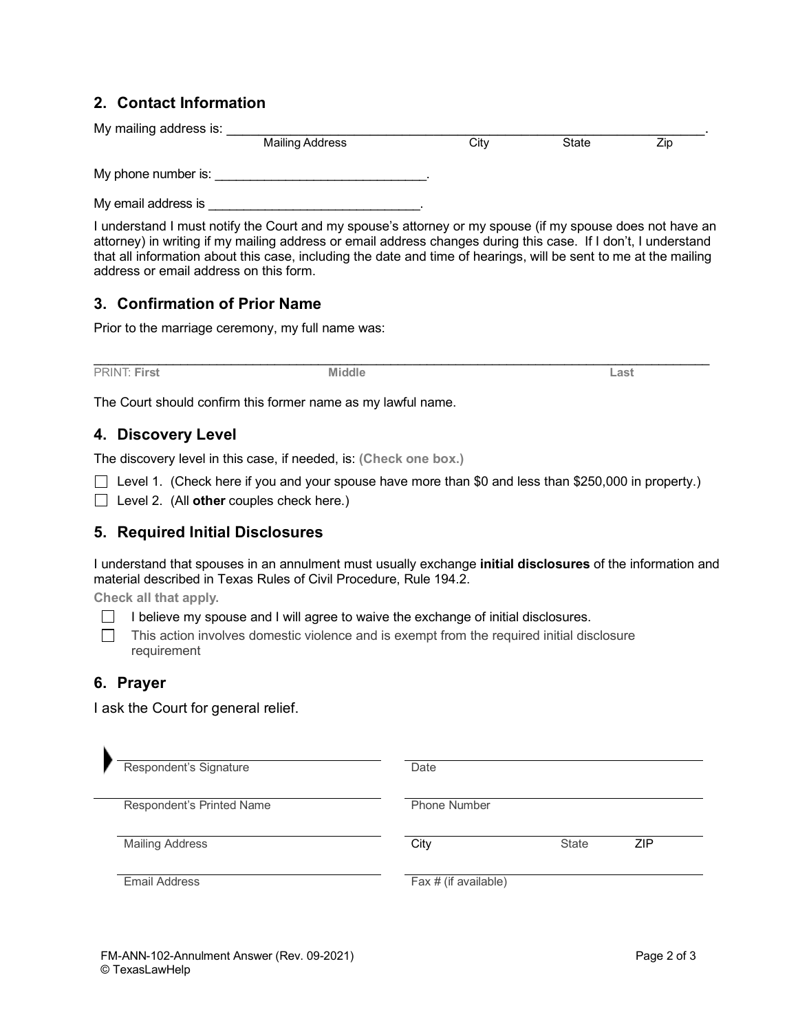## 2. Contact Information

My mailing address is: ________________________________________________________________.
Mailing Address City State Zip

My phone number is: ______________________________.

My email address is ______________________________.

I understand I must notify the Court and my spouse's attorney or my spouse (if my spouse does not have an attorney) in writing if my mailing address or email address changes during this case. If I don't, I understand that all information about this case, including the date and time of hearings, will be sent to me at the mailing address or email address on this form.

## 3. Confirmation of Prior Name

Prior to the marriage ceremony, my full name was:

______________________________________________________________________________

PRINT: **First** **Middle** **Last**

The Court should confirm this former name as my lawful name.

## 4. Discovery Level

The discovery level in this case, if needed, is: **(Check one box.)**

☐ Level 1. (Check here if you and your spouse have more than $0 and less than $250,000 in property.)

☐ Level 2. (All **other** couples check here.)

## 5. Required Initial Disclosures

I understand that spouses in an annulment must usually exchange **initial disclosures** of the information and material described in Texas Rules of Civil Procedure, Rule 194.2.

**Check all that apply.**

☐ I believe my spouse and I will agree to waive the exchange of initial disclosures.

☐ This action involves domestic violence and is exempt from the required initial disclosure requirement

## 6. Prayer

I ask the Court for general relief.

| | |
|---|---|
| Respondent's Signature | Date |
| Respondent's Printed Name | Phone Number |
| Mailing Address | City State ZIP |
| Email Address | Fax # (if available) |

FM-ANN-102-Annulment Answer (Rev. 09-2021)
© TexasLawHelp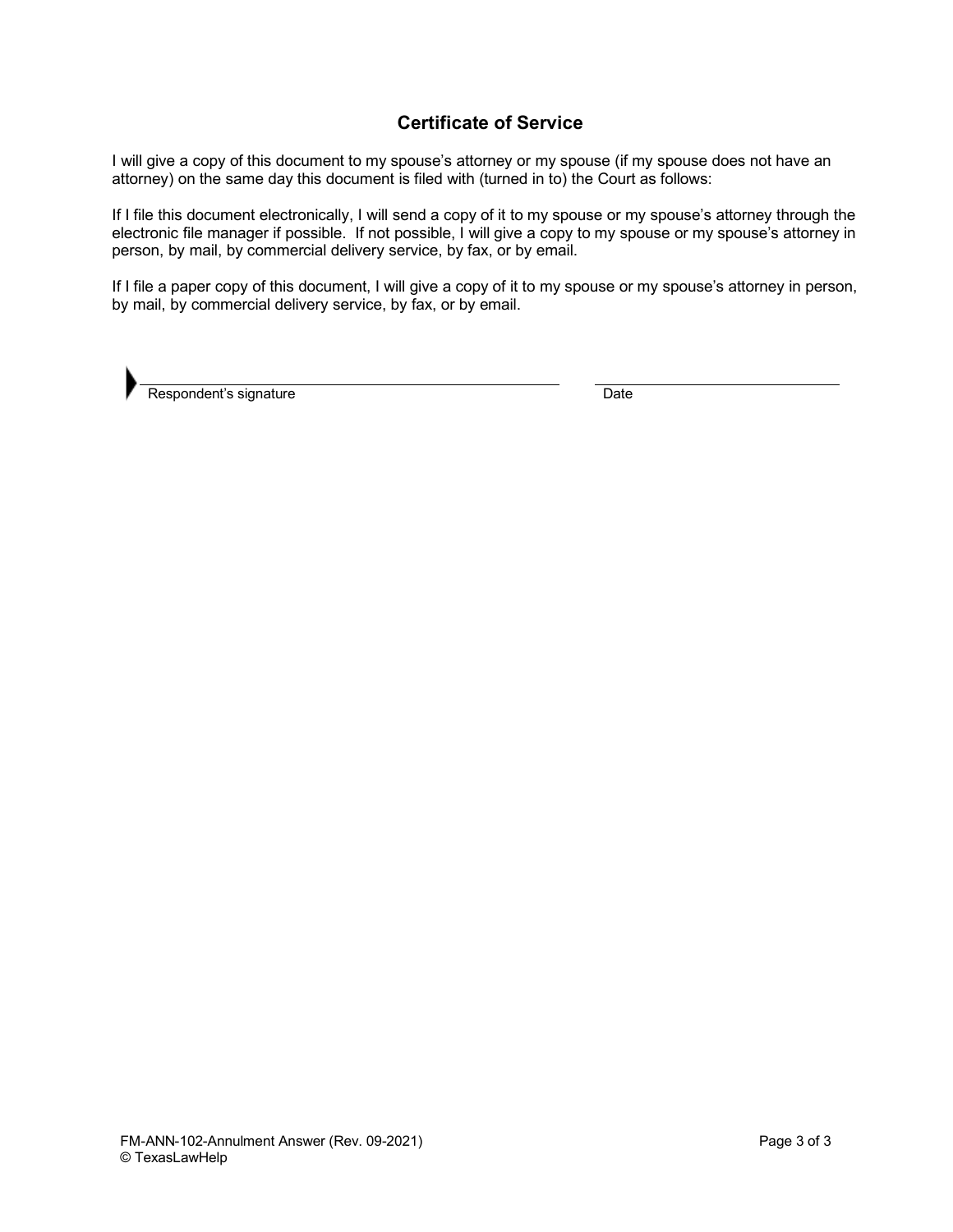## Certificate of Service

I will give a copy of this document to my spouse's attorney or my spouse (if my spouse does not have an attorney) on the same day this document is filed with (turned in to) the Court as follows:

If I file this document electronically, I will send a copy of it to my spouse or my spouse's attorney through the electronic file manager if possible. If not possible, I will give a copy to my spouse or my spouse's attorney in person, by mail, by commercial delivery service, by fax, or by email.

If I file a paper copy of this document, I will give a copy of it to my spouse or my spouse's attorney in person, by mail, by commercial delivery service, by fax, or by email.

______________________________________________ ____________________________
Respondent's signature Date

FM-ANN-102-Annulment Answer (Rev. 09-2021)
© TexasLawHelp